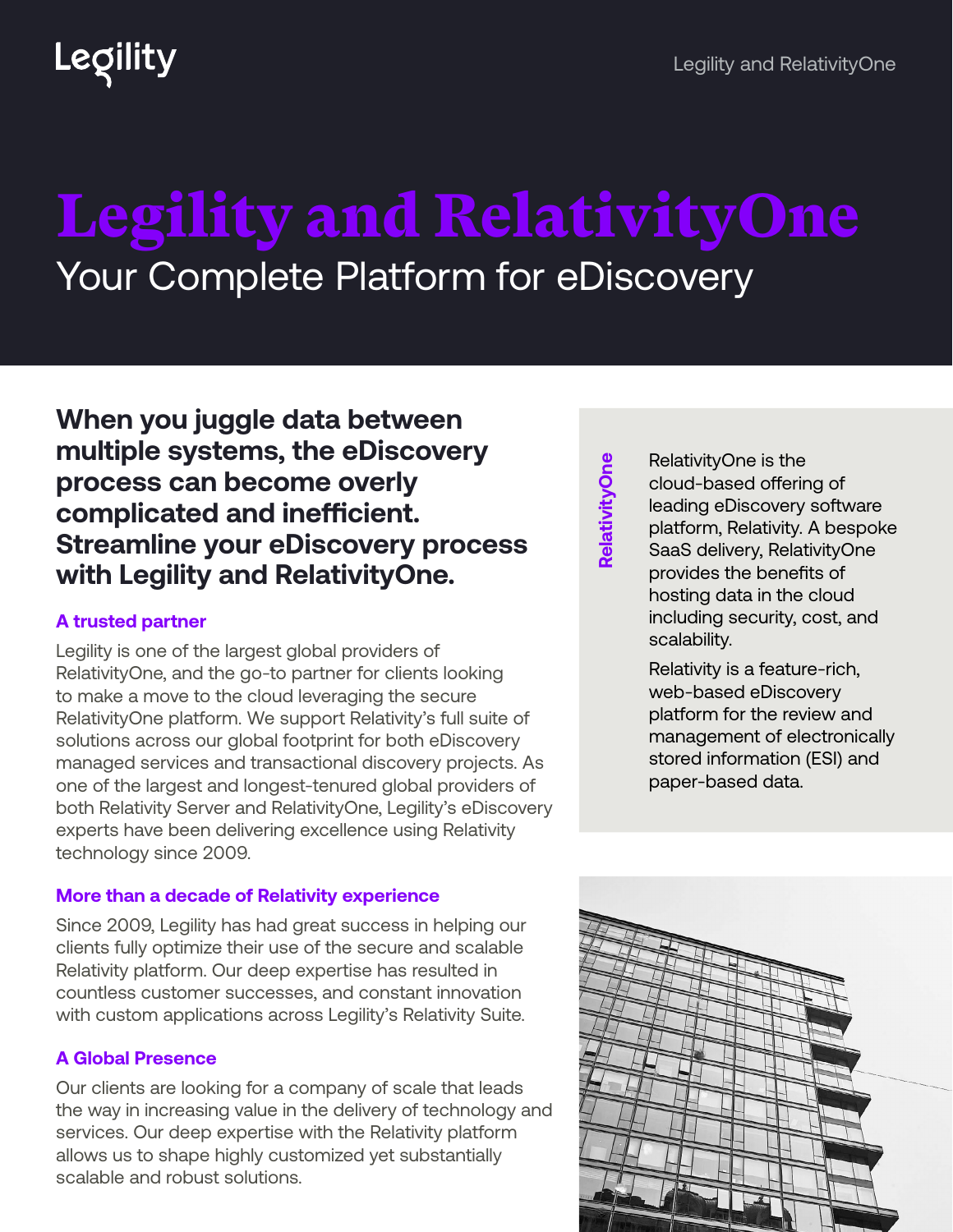# Legility and RelativityOne

## Your Complete Platform for eDiscovery

**When you juggle data between multiple systems, the eDiscovery process can become overly complicated and inefficient. Streamline your eDiscovery process with Legility and RelativityOne.**

### A trusted partner

Legility is one of the largest global providers of RelativityOne, and the go-to partner for clients looking to make a move to the cloud leveraging the secure RelativityOne platform. We support Relativity's full suite of solutions across our global footprint for both eDiscovery managed services and transactional discovery projects. As one of the largest and longest-tenured global providers of both Relativity Server and RelativityOne, Legility's eDiscovery experts have been delivering excellence using Relativity technology since 2009.

### More than a decade of Relativity experience

Since 2009, Legility has had great success in helping our clients fully optimize their use of the secure and scalable Relativity platform. Our deep expertise has resulted in countless customer successes, and constant innovation with custom applications across Legility's Relativity Suite.

### A Global Presence

Our clients are looking for a company of scale that leads the way in increasing value in the delivery of technology and services. Our deep expertise with the Relativity platform allows us to shape highly customized yet substantially scalable and robust solutions.

### RelativityOne

RelativityOne is the cloud-based offering of leading eDiscovery software platform, Relativity. A bespoke SaaS delivery, RelativityOne provides the benefits of hosting data in the cloud including security, cost, and scalability.

Relativity is a feature-rich, web-based eDiscovery platform for the review and management of electronically stored information (ESI) and paper-based data.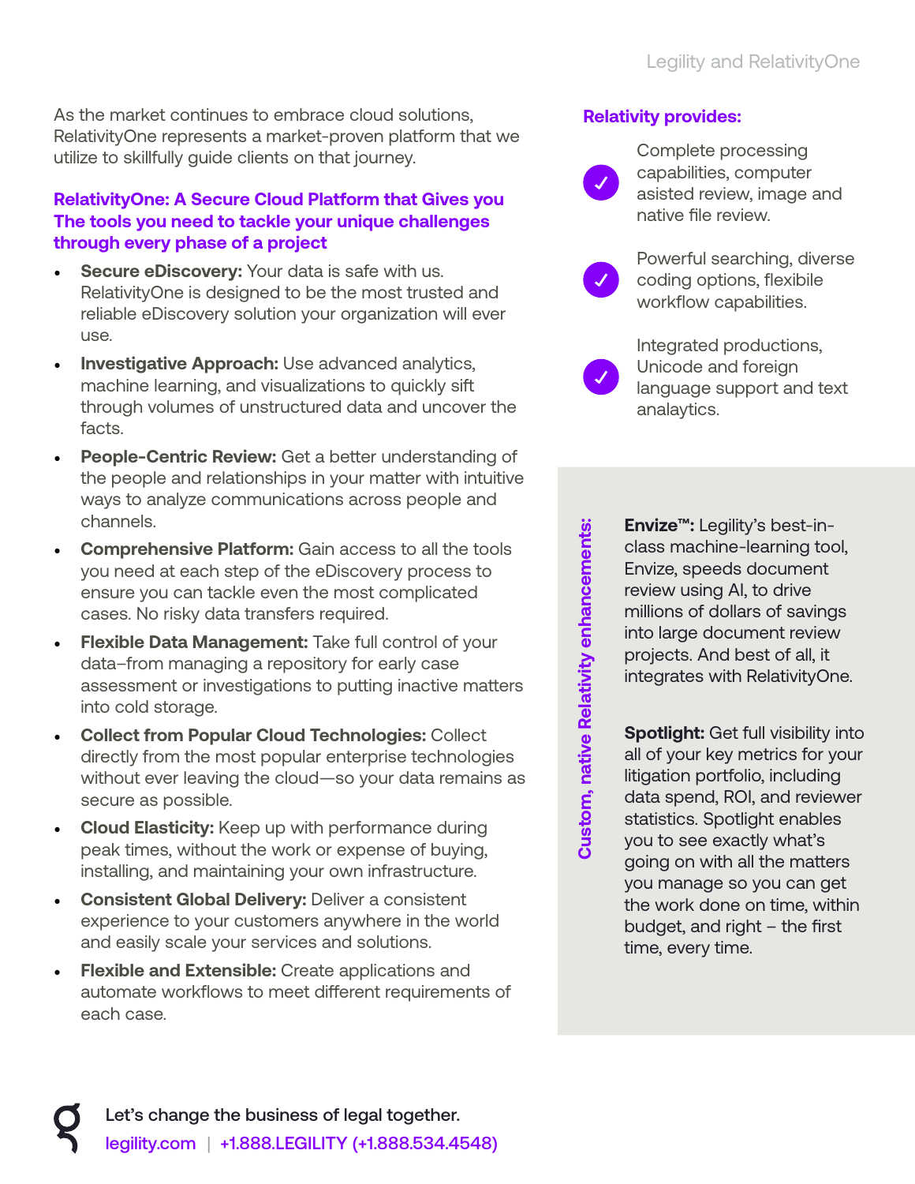As the market continues to embrace cloud solutions, RelativityOne represents a market-proven platform that we utilize to skillfully guide clients on that journey.

## RelativityOne: A Secure Cloud Platform that Gives you The tools you need to tackle your unique challenges through every phase of a project

- **Secure eDiscovery:** Your data is safe with us. RelativityOne is designed to be the most trusted and reliable eDiscovery solution your organization will ever use.
- **Investigative Approach:** Use advanced analytics, machine learning, and visualizations to quickly sift through volumes of unstructured data and uncover the facts.
- **People-Centric Review:** Get a better understanding of the people and relationships in your matter with intuitive ways to analyze communications across people and channels.
- **Comprehensive Platform:** Gain access to all the tools you need at each step of the eDiscovery process to ensure you can tackle even the most complicated cases. No risky data transfers required.
- **Flexible Data Management:** Take full control of your data–from managing a repository for early case assessment or investigations to putting inactive matters into cold storage.
- **Collect from Popular Cloud Technologies:** Collect directly from the most popular enterprise technologies without ever leaving the cloud—so your data remains as secure as possible.
- **Cloud Elasticity:** Keep up with performance during peak times, without the work or expense of buying, installing, and maintaining your own infrastructure.
- **Consistent Global Delivery:** Deliver a consistent experience to your customers anywhere in the world and easily scale your services and solutions.
- **Flexible and Extensible:** Create applications and automate workflows to meet different requirements of each case.

## Relativity provides:

- ✓ Complete processing capabilities, computer asisted review, image and native file review.
- ✓ Powerful searching, diverse coding options, flexibile workflow capabilities.
- ✓ Integrated productions, Unicode and foreign language support and text analaytics.

## Custom, native Relativity enhancements:

**Envize™:** Legility's best-in-class machine-learning tool, Envize, speeds document review using AI, to drive millions of dollars of savings into large document review projects. And best of all, it integrates with RelativityOne.

**Spotlight:** Get full visibility into all of your key metrics for your litigation portfolio, including data spend, ROI, and reviewer statistics. Spotlight enables you to see exactly what's going on with all the matters you manage so you can get the work done on time, within budget, and right – the first time, every time.

Let's change the business of legal together.

legility.com | +1.888.LEGILITY (+1.888.534.4548)